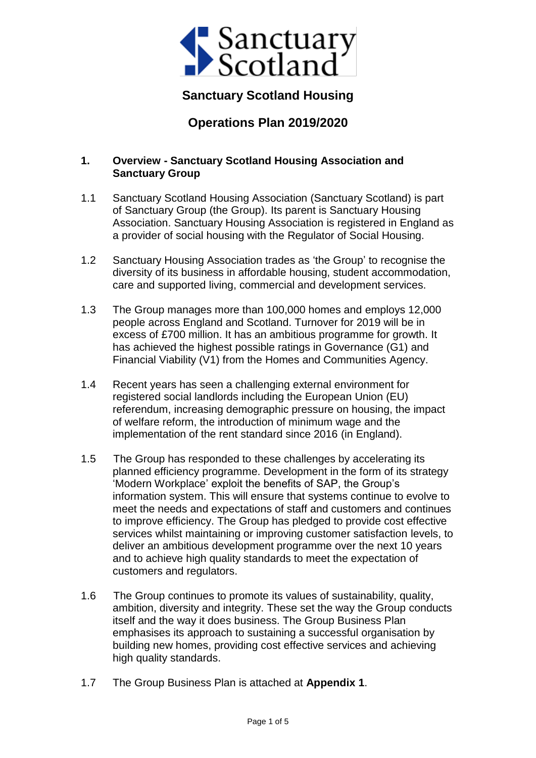# Sanctuary Scotland Housing

## Operations Plan 2019/2020

### 1. Overview - Sanctuary Scotland Housing Association and Sanctuary Group

1.1 Sanctuary Scotland Housing Association (Sanctuary Scotland) is part of Sanctuary Group (the Group). Its parent is Sanctuary Housing Association. Sanctuary Housing Association is registered in England as a provider of social housing with the Regulator of Social Housing.

1.2 Sanctuary Housing Association trades as 'the Group' to recognise the diversity of its business in affordable housing, student accommodation, care and supported living, commercial and development services.

1.3 The Group manages more than 100,000 homes and employs 12,000 people across England and Scotland. Turnover for 2019 will be in excess of £700 million. It has an ambitious programme for growth. It has achieved the highest possible ratings in Governance (G1) and Financial Viability (V1) from the Homes and Communities Agency.

1.4 Recent years has seen a challenging external environment for registered social landlords including the European Union (EU) referendum, increasing demographic pressure on housing, the impact of welfare reform, the introduction of minimum wage and the implementation of the rent standard since 2016 (in England).

1.5 The Group has responded to these challenges by accelerating its planned efficiency programme. Development in the form of its strategy 'Modern Workplace' exploit the benefits of SAP, the Group's information system. This will ensure that systems continue to evolve to meet the needs and expectations of staff and customers and continues to improve efficiency. The Group has pledged to provide cost effective services whilst maintaining or improving customer satisfaction levels, to deliver an ambitious development programme over the next 10 years and to achieve high quality standards to meet the expectation of customers and regulators.

1.6 The Group continues to promote its values of sustainability, quality, ambition, diversity and integrity. These set the way the Group conducts itself and the way it does business. The Group Business Plan emphasises its approach to sustaining a successful organisation by building new homes, providing cost effective services and achieving high quality standards.

1.7 The Group Business Plan is attached at **Appendix 1**.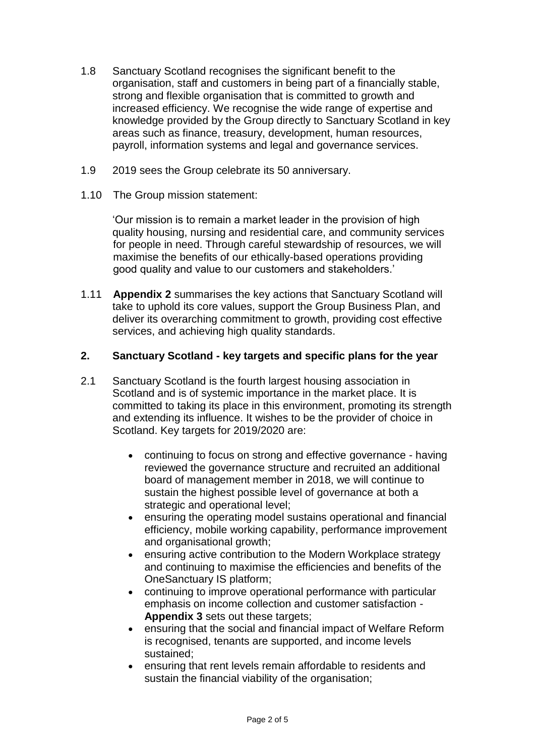1.8 Sanctuary Scotland recognises the significant benefit to the organisation, staff and customers in being part of a financially stable, strong and flexible organisation that is committed to growth and increased efficiency. We recognise the wide range of expertise and knowledge provided by the Group directly to Sanctuary Scotland in key areas such as finance, treasury, development, human resources, payroll, information systems and legal and governance services.

1.9 2019 sees the Group celebrate its 50 anniversary.

1.10 The Group mission statement:

'Our mission is to remain a market leader in the provision of high quality housing, nursing and residential care, and community services for people in need. Through careful stewardship of resources, we will maximise the benefits of our ethically-based operations providing good quality and value to our customers and stakeholders.'

1.11 **Appendix 2** summarises the key actions that Sanctuary Scotland will take to uphold its core values, support the Group Business Plan, and deliver its overarching commitment to growth, providing cost effective services, and achieving high quality standards.

## 2. Sanctuary Scotland - key targets and specific plans for the year

2.1 Sanctuary Scotland is the fourth largest housing association in Scotland and is of systemic importance in the market place. It is committed to taking its place in this environment, promoting its strength and extending its influence. It wishes to be the provider of choice in Scotland. Key targets for 2019/2020 are:

- continuing to focus on strong and effective governance - having reviewed the governance structure and recruited an additional board of management member in 2018, we will continue to sustain the highest possible level of governance at both a strategic and operational level;
- ensuring the operating model sustains operational and financial efficiency, mobile working capability, performance improvement and organisational growth;
- ensuring active contribution to the Modern Workplace strategy and continuing to maximise the efficiencies and benefits of the OneSanctuary IS platform;
- continuing to improve operational performance with particular emphasis on income collection and customer satisfaction - **Appendix 3** sets out these targets;
- ensuring that the social and financial impact of Welfare Reform is recognised, tenants are supported, and income levels sustained;
- ensuring that rent levels remain affordable to residents and sustain the financial viability of the organisation;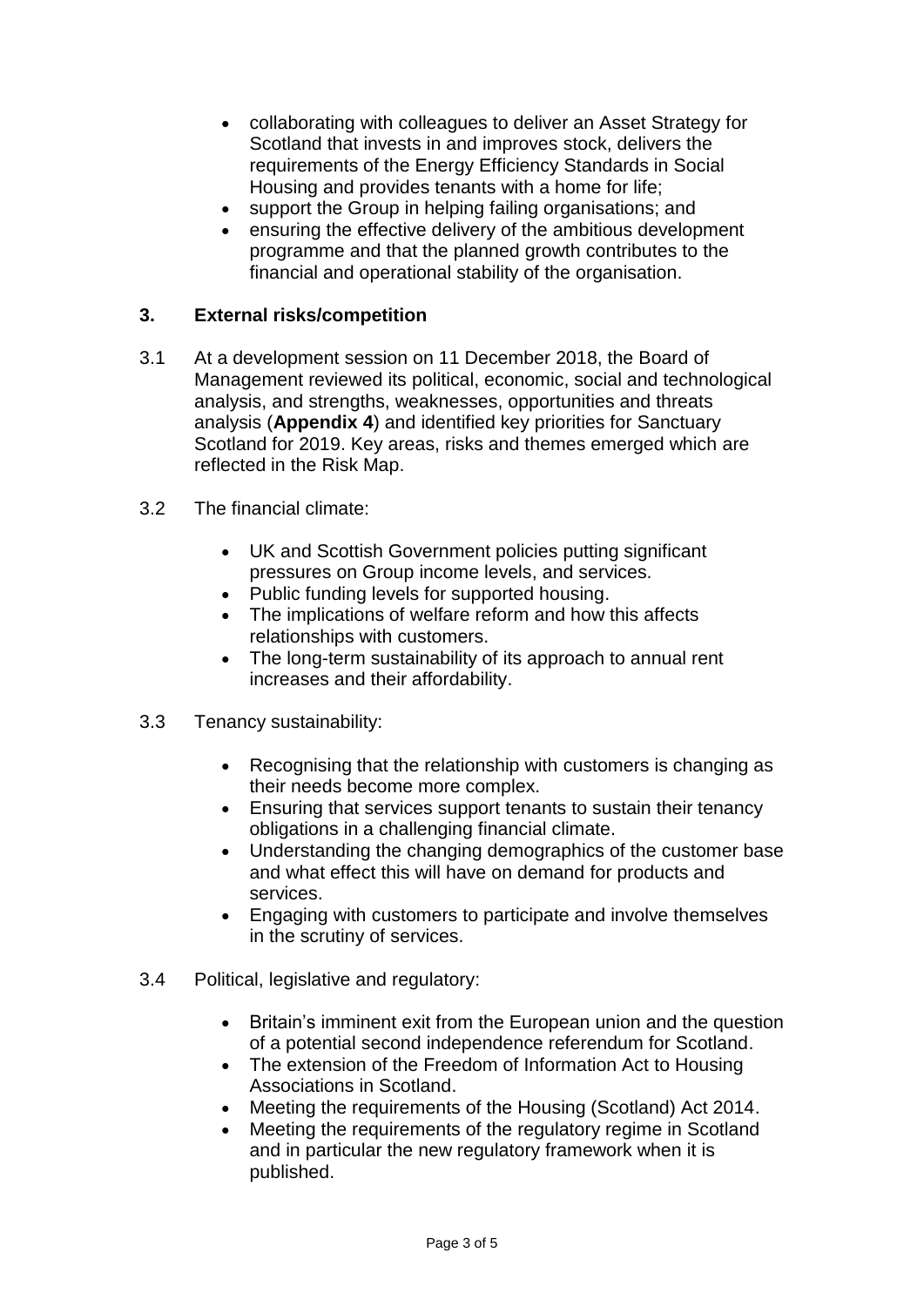- collaborating with colleagues to deliver an Asset Strategy for Scotland that invests in and improves stock, delivers the requirements of the Energy Efficiency Standards in Social Housing and provides tenants with a home for life;
- support the Group in helping failing organisations; and
- ensuring the effective delivery of the ambitious development programme and that the planned growth contributes to the financial and operational stability of the organisation.

## 3. External risks/competition

3.1 At a development session on 11 December 2018, the Board of Management reviewed its political, economic, social and technological analysis, and strengths, weaknesses, opportunities and threats analysis (**Appendix 4**) and identified key priorities for Sanctuary Scotland for 2019. Key areas, risks and themes emerged which are reflected in the Risk Map.

3.2 The financial climate:

- UK and Scottish Government policies putting significant pressures on Group income levels, and services.
- Public funding levels for supported housing.
- The implications of welfare reform and how this affects relationships with customers.
- The long-term sustainability of its approach to annual rent increases and their affordability.

3.3 Tenancy sustainability:

- Recognising that the relationship with customers is changing as their needs become more complex.
- Ensuring that services support tenants to sustain their tenancy obligations in a challenging financial climate.
- Understanding the changing demographics of the customer base and what effect this will have on demand for products and services.
- Engaging with customers to participate and involve themselves in the scrutiny of services.

3.4 Political, legislative and regulatory:

- Britain's imminent exit from the European union and the question of a potential second independence referendum for Scotland.
- The extension of the Freedom of Information Act to Housing Associations in Scotland.
- Meeting the requirements of the Housing (Scotland) Act 2014.
- Meeting the requirements of the regulatory regime in Scotland and in particular the new regulatory framework when it is published.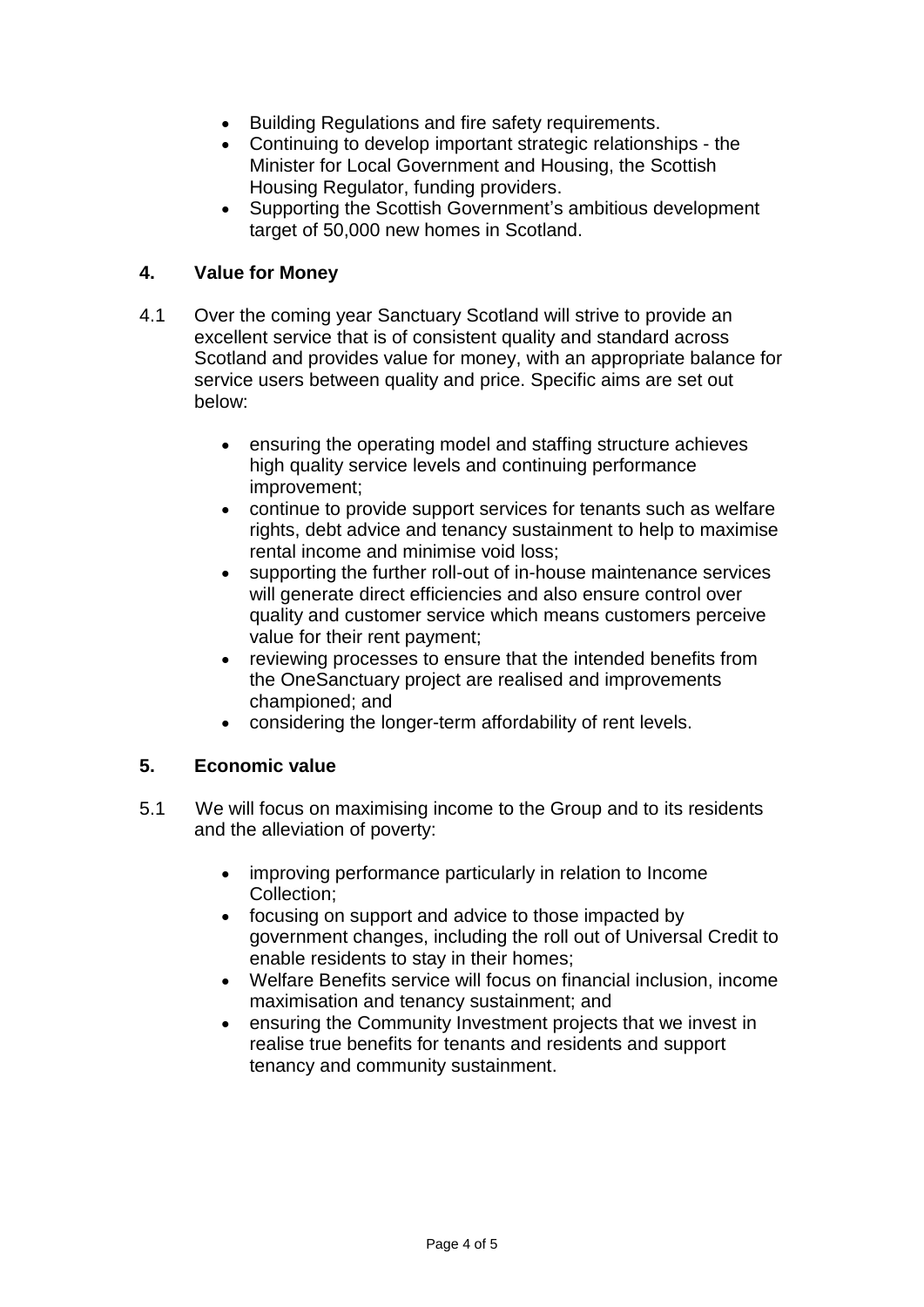- Building Regulations and fire safety requirements.
- Continuing to develop important strategic relationships - the Minister for Local Government and Housing, the Scottish Housing Regulator, funding providers.
- Supporting the Scottish Government's ambitious development target of 50,000 new homes in Scotland.

## 4. Value for Money

4.1 Over the coming year Sanctuary Scotland will strive to provide an excellent service that is of consistent quality and standard across Scotland and provides value for money, with an appropriate balance for service users between quality and price. Specific aims are set out below:

- ensuring the operating model and staffing structure achieves high quality service levels and continuing performance improvement;
- continue to provide support services for tenants such as welfare rights, debt advice and tenancy sustainment to help to maximise rental income and minimise void loss;
- supporting the further roll-out of in-house maintenance services will generate direct efficiencies and also ensure control over quality and customer service which means customers perceive value for their rent payment;
- reviewing processes to ensure that the intended benefits from the OneSanctuary project are realised and improvements championed; and
- considering the longer-term affordability of rent levels.

## 5. Economic value

5.1 We will focus on maximising income to the Group and to its residents and the alleviation of poverty:

- improving performance particularly in relation to Income Collection;
- focusing on support and advice to those impacted by government changes, including the roll out of Universal Credit to enable residents to stay in their homes;
- Welfare Benefits service will focus on financial inclusion, income maximisation and tenancy sustainment; and
- ensuring the Community Investment projects that we invest in realise true benefits for tenants and residents and support tenancy and community sustainment.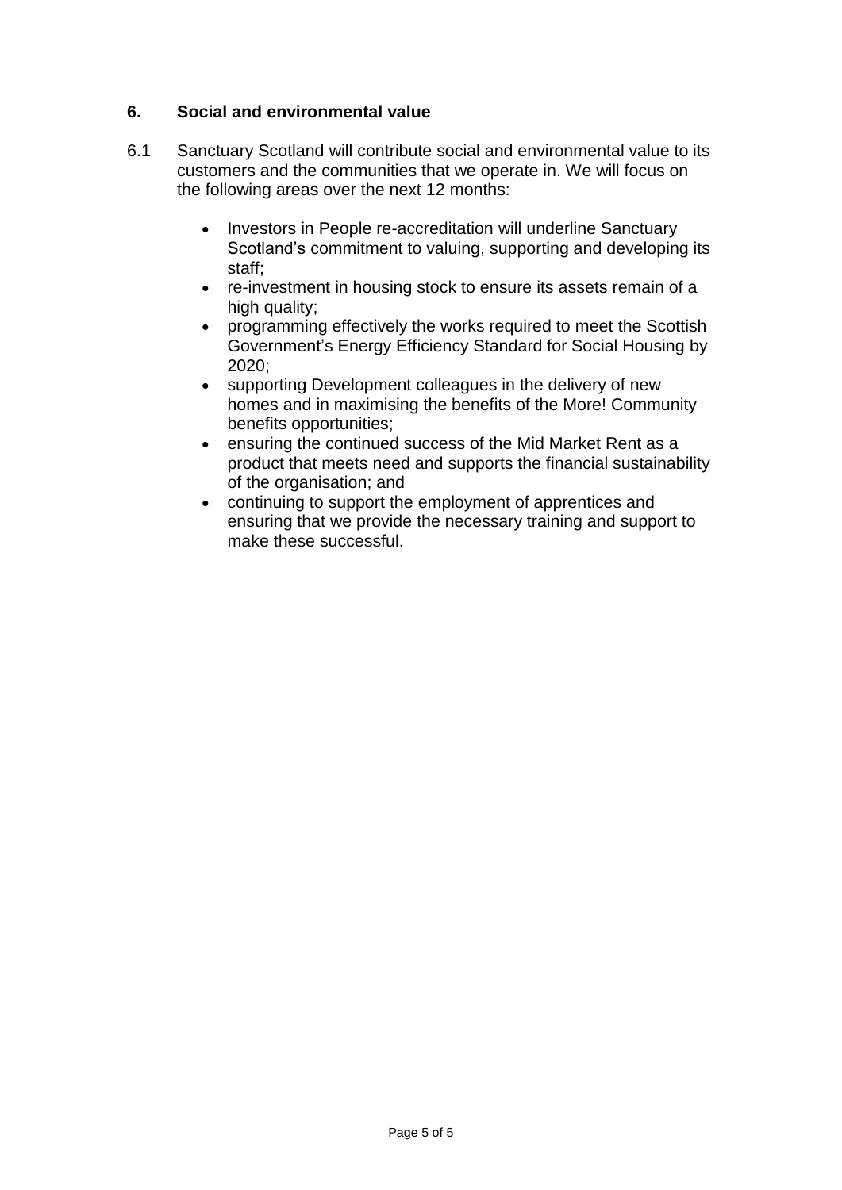## 6. Social and environmental value

6.1 Sanctuary Scotland will contribute social and environmental value to its customers and the communities that we operate in. We will focus on the following areas over the next 12 months:

- Investors in People re-accreditation will underline Sanctuary Scotland's commitment to valuing, supporting and developing its staff;
- re-investment in housing stock to ensure its assets remain of a high quality;
- programming effectively the works required to meet the Scottish Government's Energy Efficiency Standard for Social Housing by 2020;
- supporting Development colleagues in the delivery of new homes and in maximising the benefits of the More! Community benefits opportunities;
- ensuring the continued success of the Mid Market Rent as a product that meets need and supports the financial sustainability of the organisation; and
- continuing to support the employment of apprentices and ensuring that we provide the necessary training and support to make these successful.